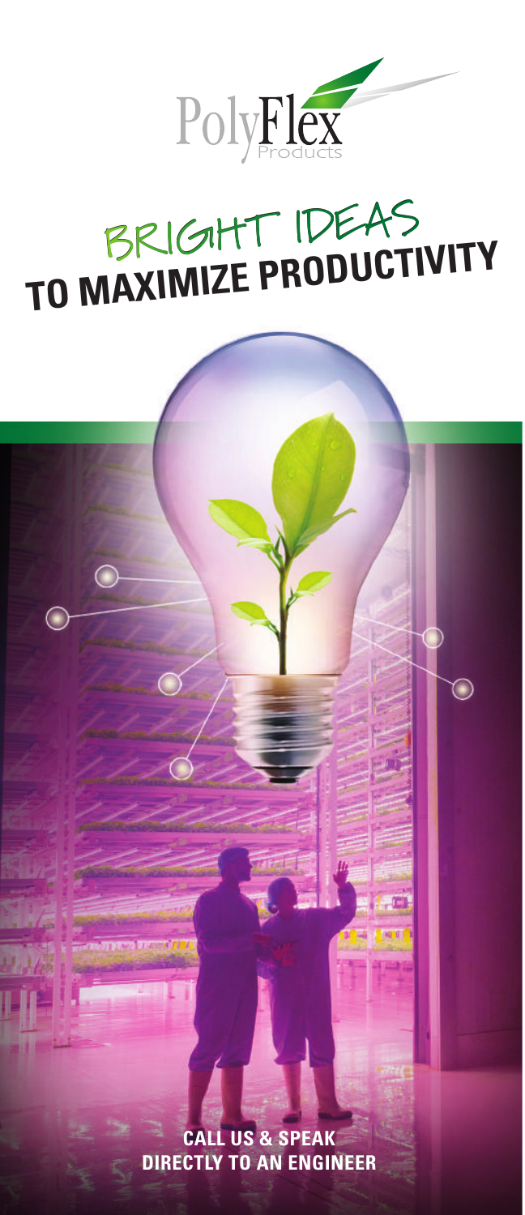PolyFlex Products

# BRIGHT IDEAS TO MAXIMIZE PRODUCTIVITY

**CALL US & SPEAK DIRECTLY TO AN ENGINEER**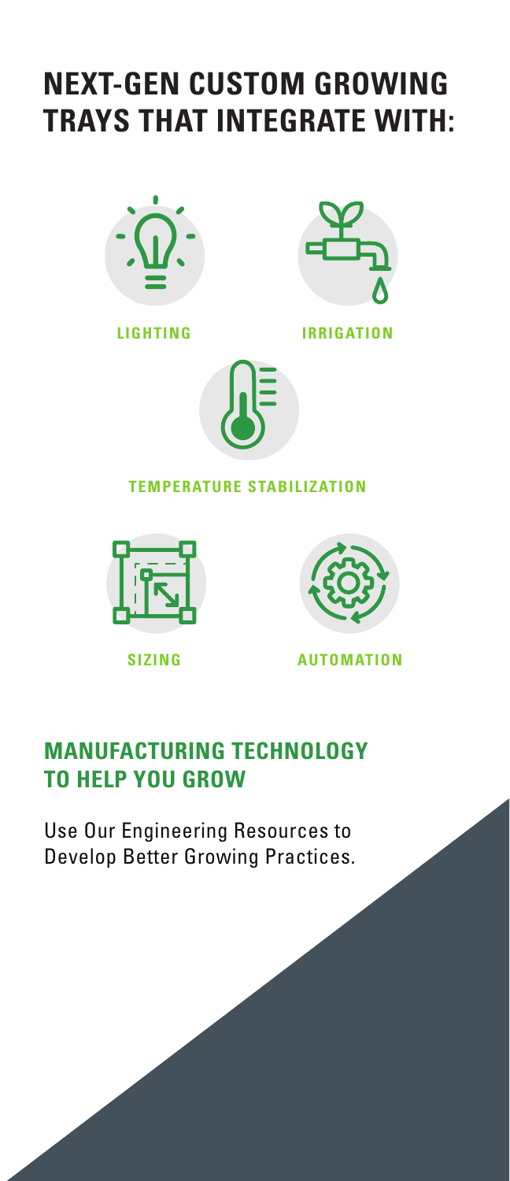# NEXT-GEN CUSTOM GROWING TRAYS THAT INTEGRATE WITH:

- **LIGHTING**
- **IRRIGATION**
- **TEMPERATURE STABILIZATION**
- **SIZING**
- **AUTOMATION**

## MANUFACTURING TECHNOLOGY TO HELP YOU GROW

Use Our Engineering Resources to Develop Better Growing Practices.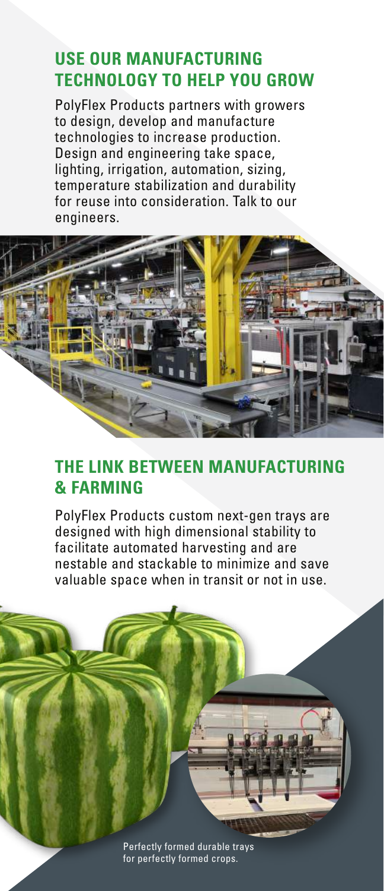## USE OUR MANUFACTURING TECHNOLOGY TO HELP YOU GROW

PolyFlex Products partners with growers to design, develop and manufacture technologies to increase production. Design and engineering take space, lighting, irrigation, automation, sizing, temperature stabilization and durability for reuse into consideration. Talk to our engineers.

## THE LINK BETWEEN MANUFACTURING & FARMING

PolyFlex Products custom next-gen trays are designed with high dimensional stability to facilitate automated harvesting and are nestable and stackable to minimize and save valuable space when in transit or not in use.

Perfectly formed durable trays for perfectly formed crops.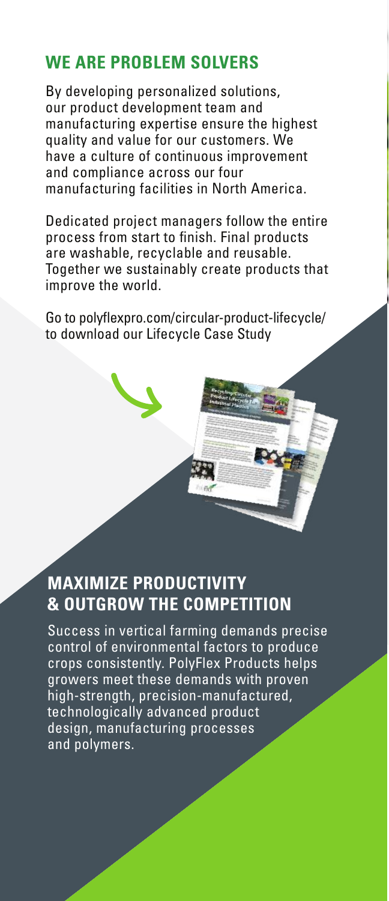## WE ARE PROBLEM SOLVERS

By developing personalized solutions, our product development team and manufacturing expertise ensure the highest quality and value for our customers. We have a culture of continuous improvement and compliance across our four manufacturing facilities in North America.

Dedicated project managers follow the entire process from start to finish. Final products are washable, recyclable and reusable. Together we sustainably create products that improve the world.

Go to polyflexpro.com/circular-product-lifecycle/ to download our Lifecycle Case Study

## MAXIMIZE PRODUCTIVITY & OUTGROW THE COMPETITION

Success in vertical farming demands precise control of environmental factors to produce crops consistently. PolyFlex Products helps growers meet these demands with proven high-strength, precision-manufactured, technologically advanced product design, manufacturing processes and polymers.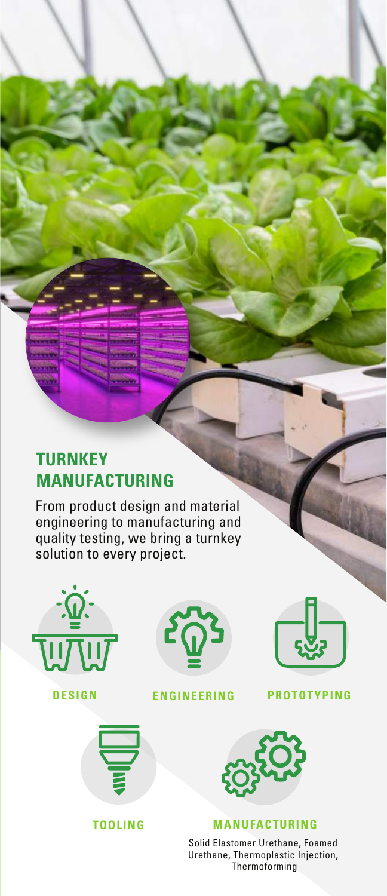## TURNKEY MANUFACTURING

From product design and material engineering to manufacturing and quality testing, we bring a turnkey solution to every project.

**DESIGN**

**ENGINEERING**

**PROTOTYPING**

**TOOLING**

**MANUFACTURING**

Solid Elastomer Urethane, Foamed Urethane, Thermoplastic Injection, Thermoforming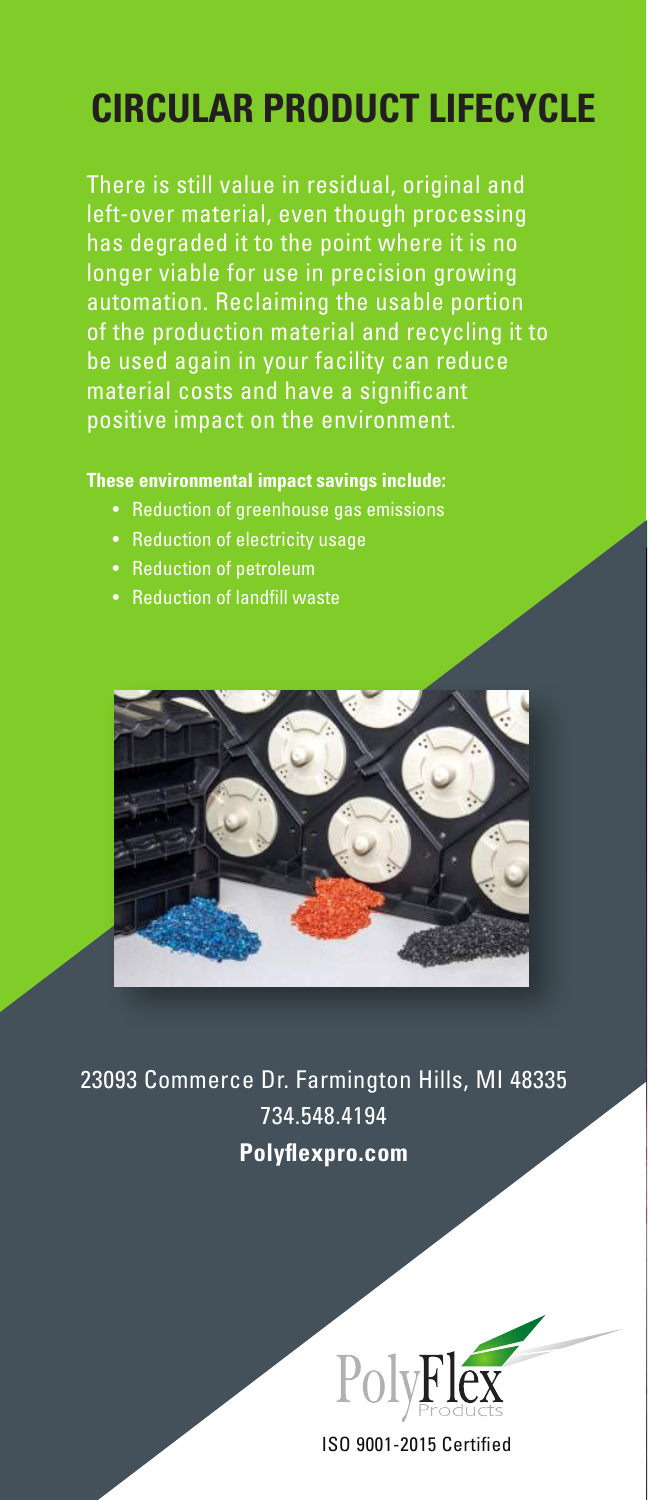# CIRCULAR PRODUCT LIFECYCLE

There is still value in residual, original and left-over material, even though processing has degraded it to the point where it is no longer viable for use in precision growing automation. Reclaiming the usable portion of the production material and recycling it to be used again in your facility can reduce material costs and have a significant positive impact on the environment.

**These environmental impact savings include:**

- Reduction of greenhouse gas emissions
- Reduction of electricity usage
- Reduction of petroleum
- Reduction of landfill waste

23093 Commerce Dr. Farmington Hills, MI 48335

734.548.4194

**Polyflexpro.com**

PolyFlex Products

ISO 9001-2015 Certified